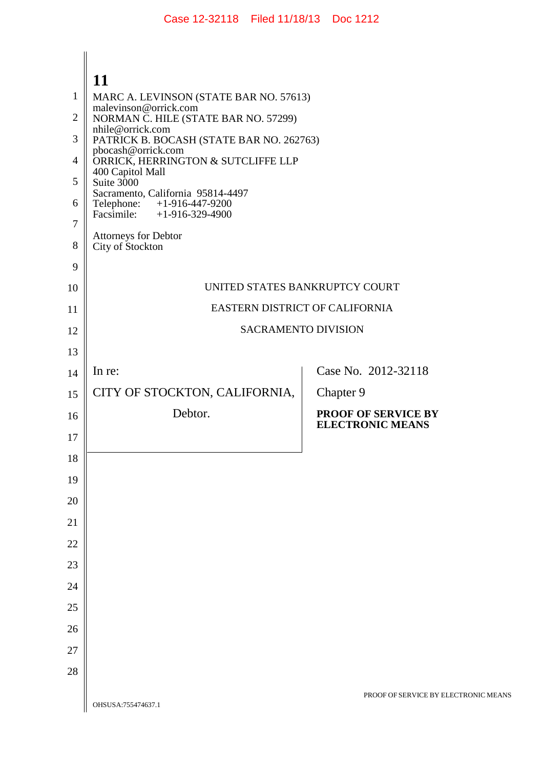**11**

MARC A. LEVINSON (STATE BAR NO. 57613)
malevinson@orrick.com
NORMAN C. HILE (STATE BAR NO. 57299)
nhile@orrick.com
PATRICK B. BOCASH (STATE BAR NO. 262763)
pbocash@orrick.com
ORRICK, HERRINGTON & SUTCLIFFE LLP
400 Capitol Mall
Suite 3000
Sacramento, California 95814-4497
Telephone: +1-916-447-9200
Facsimile: +1-916-329-4900

Attorneys for Debtor
City of Stockton

UNITED STATES BANKRUPTCY COURT

EASTERN DISTRICT OF CALIFORNIA

SACRAMENTO DIVISION

| | |
|---|---|
| In re:<br><br>CITY OF STOCKTON, CALIFORNIA,<br><br>Debtor. | Case No. 2012-32118<br><br>Chapter 9<br><br>**PROOF OF SERVICE BY ELECTRONIC MEANS** |

OHSUSA:755474637.1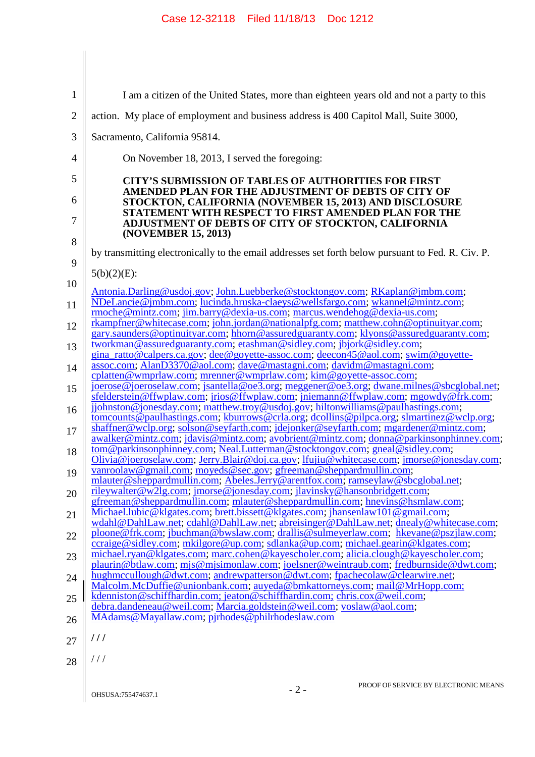I am a citizen of the United States, more than eighteen years old and not a party to this action. My place of employment and business address is 400 Capitol Mall, Suite 3000, Sacramento, California 95814.

On November 18, 2013, I served the foregoing:

**CITY'S SUBMISSION OF TABLES OF AUTHORITIES FOR FIRST AMENDED PLAN FOR THE ADJUSTMENT OF DEBTS OF CITY OF STOCKTON, CALIFORNIA (NOVEMBER 15, 2013) AND DISCLOSURE STATEMENT WITH RESPECT TO FIRST AMENDED PLAN FOR THE ADJUSTMENT OF DEBTS OF CITY OF STOCKTON, CALIFORNIA (NOVEMBER 15, 2013)**

by transmitting electronically to the email addresses set forth below pursuant to Fed. R. Civ. P. 5(b)(2)(E):

Antonia.Darling@usdoj.gov; John.Luebberke@stocktongov.com; RKaplan@jmbm.com; NDeLancie@jmbm.com; lucinda.hruska-claeys@wellsfargo.com; wkannel@mintz.com; rmoche@mintz.com; jim.barry@dexia-us.com; marcus.wendehog@dexia-us.com; rkampfner@whitecase.com; john.jordan@nationalpfg.com; matthew.cohn@optinuityar.com; gary.saunders@optinuityar.com; hhorn@assuredguaranty.com; klyons@assuredguaranty.com; tworkman@assuredguaranty.com; etashman@sidley.com; jbjork@sidley.com; gina_ratto@calpers.ca.gov; dee@goyette-assoc.com; deecon45@aol.com; swim@goyette-assoc.com; AlanD3370@aol.com; dave@mastagni.com; davidm@mastagni.com; cplatten@wmprlaw.com; mrenner@wmprlaw.com; kim@goyette-assoc.com; joerose@joeroselaw.com; jsantella@oe3.org; meggener@oe3.org; dwane.milnes@sbcglobal.net; sfelderstein@ffwplaw.com; jrios@ffwplaw.com; jniemann@ffwplaw.com; mgowdy@frk.com; jjohnston@jonesday.com; matthew.troy@usdoj.gov; hiltonwilliams@paulhastings.com; tomcounts@paulhastings.com; kburrows@crla.org; dcollins@pilpca.org; slmartinez@wclp.org; shaffner@wclp.org; solson@seyfarth.com; jdejonker@seyfarth.com; mgardener@mintz.com; awalker@mintz.com; jdavis@mintz.com; avobrient@mintz.com; donna@parkinsonphinney.com; tom@parkinsonphinney.com; Neal.Lutterman@stocktongov.com; gneal@sidley.com; Olivia@joeroselaw.com; Jerry.Blair@doj.ca.gov; lfujiu@whitecase.com; jmorse@jonesday.com; vanroolaw@gmail.com; moyeds@sec.gov; gfreeman@sheppardmullin.com; mlauter@sheppardmullin.com; Abeles.Jerry@arentfox.com; ramseylaw@sbcglobal.net; rileywalter@w2lg.com; jmorse@jonesday.com; jlavinsky@hansonbridgett.com; gfreeman@sheppardmullin.com; mlauter@sheppardmullin.com; hnevins@hsmlaw.com; Michael.lubic@klgates.com; brett.bissett@klgates.com; jhansenlaw101@gmail.com; wdahl@DahlLaw.net; cdahl@DahlLaw.net; abreisinger@DahlLaw.net; dnealy@whitecase.com; ploone@frk.com; jbuchman@bwslaw.com; drallis@sulmeyerlaw.com; hkevane@pszjlaw.com; ccraige@sidley.com; mkilgore@up.com; sdlanka@up.com; michael.gearin@klgates.com; michael.ryan@klgates.com; marc.cohen@kayescholer.com; alicia.clough@kayescholer.com; plaurin@btlaw.com; mjs@mjsimonlaw.com; joelsner@weintraub.com; fredburnside@dwt.com; hughmccullough@dwt.com; andrewpatterson@dwt.com; fpachecolaw@clearwire.net; Malcolm.McDuffie@unionbank.com; auyeda@bmkattorneys.com; mail@MrHopp.com; kdenniston@schiffhardin.com; jeaton@schiffhardin.com; chris.cox@weil.com; debra.dandeneau@weil.com; Marcia.goldstein@weil.com; voslaw@aol.com; MAdams@Mayallaw.com; pjrhodes@philrhodeslaw.com

/ / /

/ / /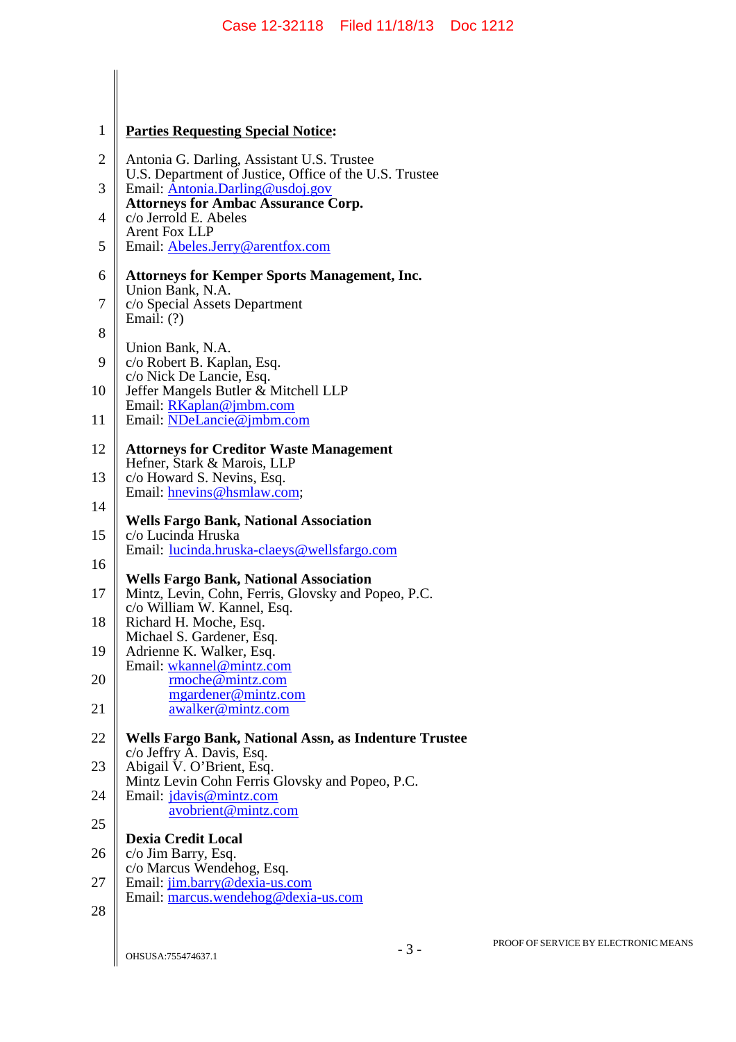**Parties Requesting Special Notice:**

Antonia G. Darling, Assistant U.S. Trustee
U.S. Department of Justice, Office of the U.S. Trustee
Email: Antonia.Darling@usdoj.gov
**Attorneys for Ambac Assurance Corp.**
c/o Jerrold E. Abeles
Arent Fox LLP
Email: Abeles.Jerry@arentfox.com

**Attorneys for Kemper Sports Management, Inc.**
Union Bank, N.A.
c/o Special Assets Department
Email: (?)

Union Bank, N.A.
c/o Robert B. Kaplan, Esq.
c/o Nick De Lancie, Esq.
Jeffer Mangels Butler & Mitchell LLP
Email: RKaplan@jmbm.com
Email: NDeLancie@jmbm.com

**Attorneys for Creditor Waste Management**
Hefner, Stark & Marois, LLP
c/o Howard S. Nevins, Esq.
Email: hnevins@hsmlaw.com;

**Wells Fargo Bank, National Association**
c/o Lucinda Hruska
Email: lucinda.hruska-claeys@wellsfargo.com

**Wells Fargo Bank, National Association**
Mintz, Levin, Cohn, Ferris, Glovsky and Popeo, P.C.
c/o William W. Kannel, Esq.
Richard H. Moche, Esq.
Michael S. Gardener, Esq.
Adrienne K. Walker, Esq.
Email: wkannel@mintz.com
rmoche@mintz.com
mgardener@mintz.com
awalker@mintz.com

**Wells Fargo Bank, National Assn, as Indenture Trustee**
c/o Jeffry A. Davis, Esq.
Abigail V. O'Brient, Esq.
Mintz Levin Cohn Ferris Glovsky and Popeo, P.C.
Email: jdavis@mintz.com
avobrient@mintz.com

**Dexia Credit Local**
c/o Jim Barry, Esq.
c/o Marcus Wendehog, Esq.
Email: jim.barry@dexia-us.com
Email: marcus.wendehog@dexia-us.com

OHSUSA:755474637.1

PROOF OF SERVICE BY ELECTRONIC MEANS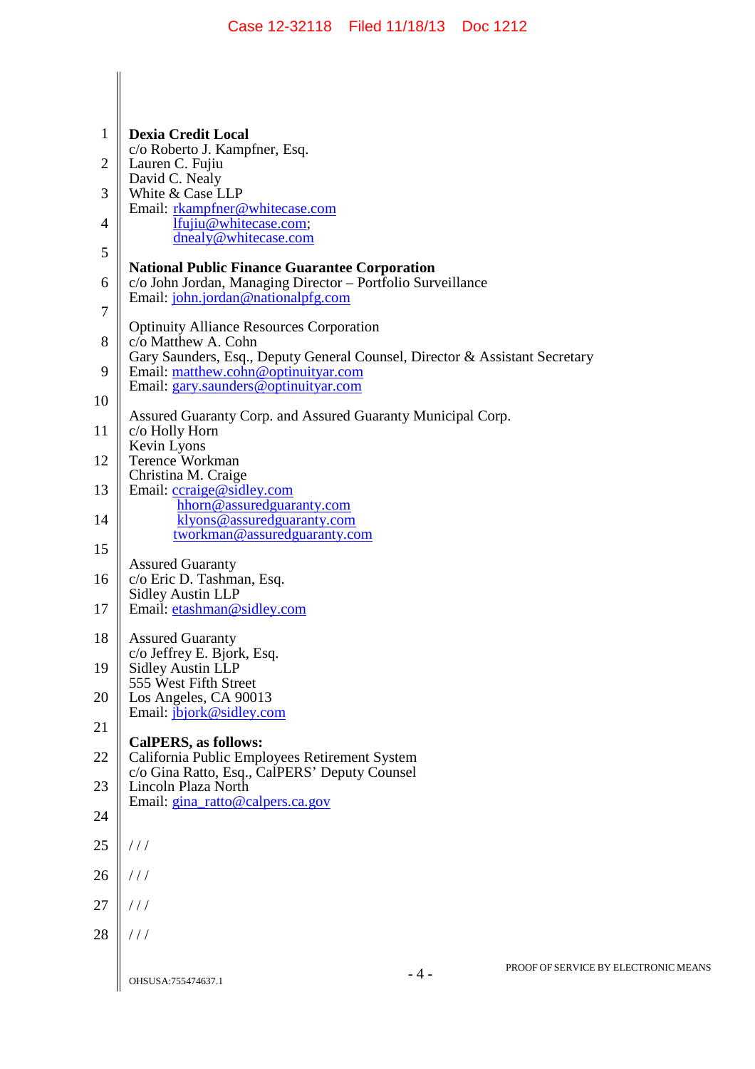**Dexia Credit Local**
c/o Roberto J. Kampfner, Esq.
Lauren C. Fujiu
David C. Nealy
White & Case LLP
Email: rkampfner@whitecase.com
lfujiu@whitecase.com;
dnealy@whitecase.com

**National Public Finance Guarantee Corporation**
c/o John Jordan, Managing Director – Portfolio Surveillance
Email: john.jordan@nationalpfg.com

Optinuity Alliance Resources Corporation
c/o Matthew A. Cohn
Gary Saunders, Esq., Deputy General Counsel, Director & Assistant Secretary
Email: matthew.cohn@optinuityar.com
Email: gary.saunders@optinuityar.com

Assured Guaranty Corp. and Assured Guaranty Municipal Corp.
c/o Holly Horn
Kevin Lyons
Terence Workman
Christina M. Craige
Email: ccraige@sidley.com
hhorn@assuredguaranty.com
klyons@assuredguaranty.com
tworkman@assuredguaranty.com

Assured Guaranty
c/o Eric D. Tashman, Esq.
Sidley Austin LLP
Email: etashman@sidley.com

Assured Guaranty
c/o Jeffrey E. Bjork, Esq.
Sidley Austin LLP
555 West Fifth Street
Los Angeles, CA 90013
Email: jbjork@sidley.com

**CalPERS, as follows:**
California Public Employees Retirement System
c/o Gina Ratto, Esq., CalPERS' Deputy Counsel
Lincoln Plaza North
Email: gina_ratto@calpers.ca.gov

/ / /

/ / /

/ / /

/ / /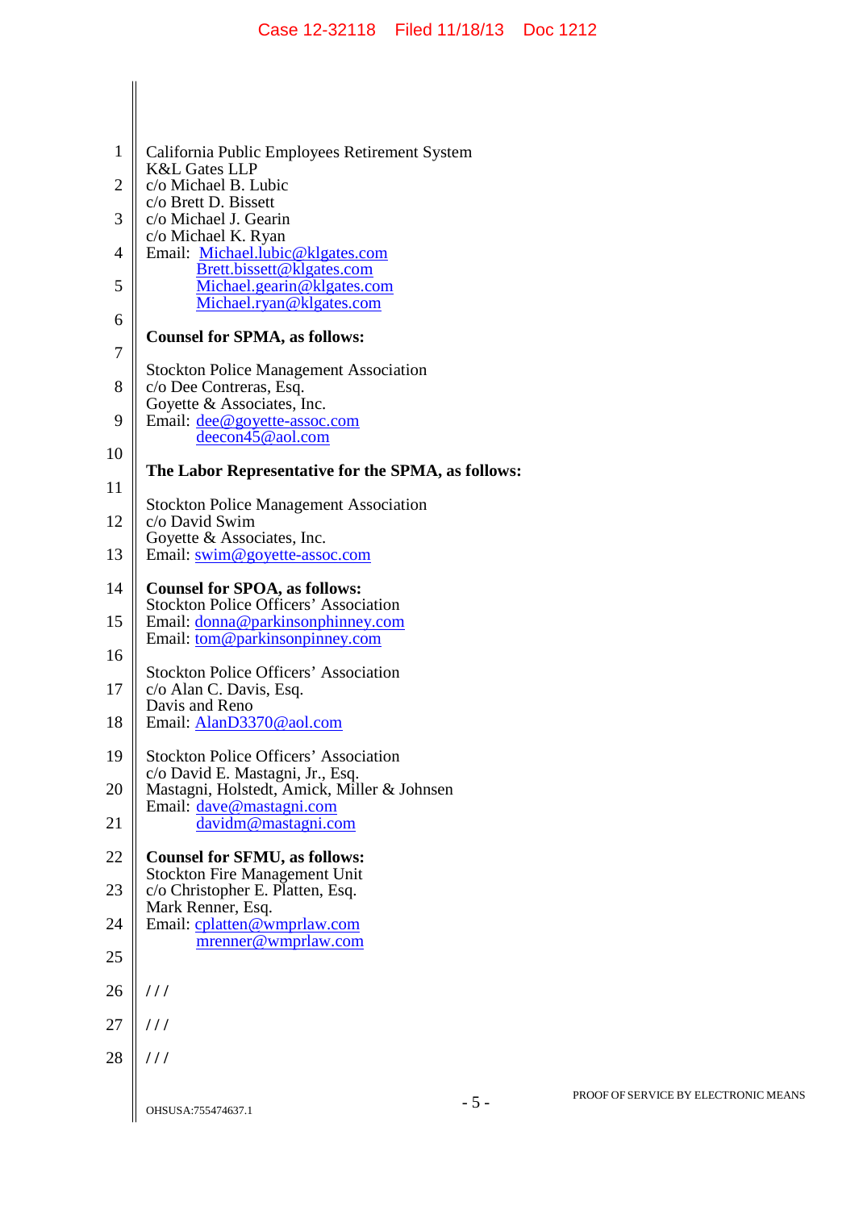California Public Employees Retirement System
K&L Gates LLP
c/o Michael B. Lubic
c/o Brett D. Bissett
c/o Michael J. Gearin
c/o Michael K. Ryan
Email: Michael.lubic@klgates.com
Brett.bissett@klgates.com
Michael.gearin@klgates.com
Michael.ryan@klgates.com

**Counsel for SPMA, as follows:**

Stockton Police Management Association
c/o Dee Contreras, Esq.
Goyette & Associates, Inc.
Email: dee@goyette-assoc.com
deecon45@aol.com

**The Labor Representative for the SPMA, as follows:**

Stockton Police Management Association
c/o David Swim
Goyette & Associates, Inc.
Email: swim@goyette-assoc.com

**Counsel for SPOA, as follows:**
Stockton Police Officers' Association
Email: donna@parkinsonphinney.com
Email: tom@parkinsonpinney.com

Stockton Police Officers' Association
c/o Alan C. Davis, Esq.
Davis and Reno
Email: AlanD3370@aol.com

Stockton Police Officers' Association
c/o David E. Mastagni, Jr., Esq.
Mastagni, Holstedt, Amick, Miller & Johnsen
Email: dave@mastagni.com
davidm@mastagni.com

**Counsel for SFMU, as follows:**
Stockton Fire Management Unit
c/o Christopher E. Platten, Esq.
Mark Renner, Esq.
Email: cplatten@wmprlaw.com
mrenner@wmprlaw.com

/ / /

/ / /

/ / /

OHSUSA:755474637.1

PROOF OF SERVICE BY ELECTRONIC MEANS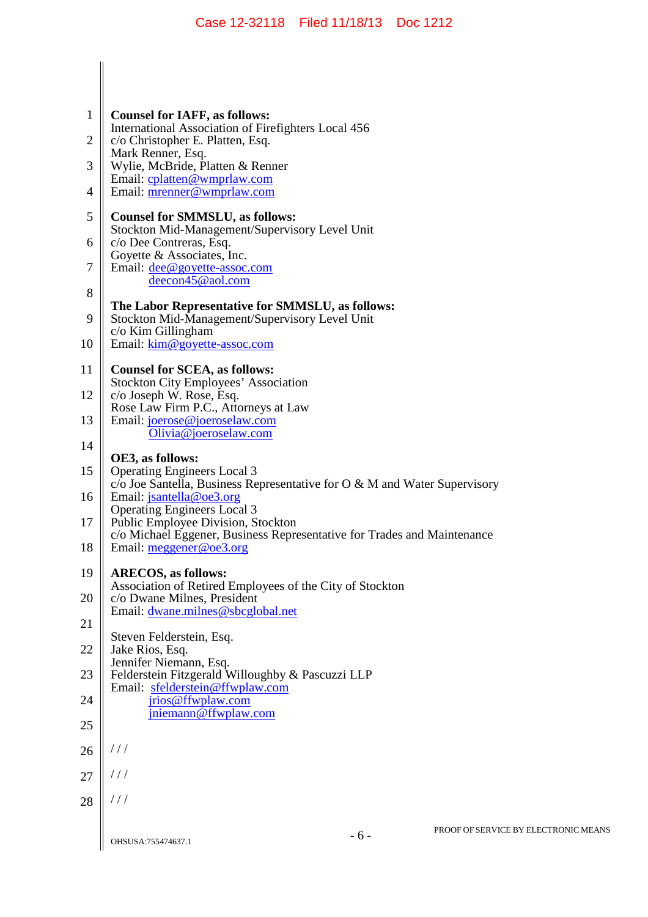**Counsel for IAFF, as follows:**
International Association of Firefighters Local 456
c/o Christopher E. Platten, Esq.
Mark Renner, Esq.
Wylie, McBride, Platten & Renner
Email: cplatten@wmprlaw.com
Email: mrenner@wmprlaw.com

**Counsel for SMMSLU, as follows:**
Stockton Mid-Management/Supervisory Level Unit
c/o Dee Contreras, Esq.
Goyette & Associates, Inc.
Email: dee@goyette-assoc.com
deecon45@aol.com

**The Labor Representative for SMMSLU, as follows:**
Stockton Mid-Management/Supervisory Level Unit
c/o Kim Gillingham
Email: kim@goyette-assoc.com

**Counsel for SCEA, as follows:**
Stockton City Employees' Association
c/o Joseph W. Rose, Esq.
Rose Law Firm P.C., Attorneys at Law
Email: joerose@joeroselaw.com
Olivia@joeroselaw.com

**OE3, as follows:**
Operating Engineers Local 3
c/o Joe Santella, Business Representative for O & M and Water Supervisory
Email: jsantella@oe3.org
Operating Engineers Local 3
Public Employee Division, Stockton
c/o Michael Eggener, Business Representative for Trades and Maintenance
Email: meggener@oe3.org

**ARECOS, as follows:**
Association of Retired Employees of the City of Stockton
c/o Dwane Milnes, President
Email: dwane.milnes@sbcglobal.net

Steven Felderstein, Esq.
Jake Rios, Esq.
Jennifer Niemann, Esq.
Felderstein Fitzgerald Willoughby & Pascuzzi LLP
Email: sfelderstein@ffwplaw.com
jrios@ffwplaw.com
jniemann@ffwplaw.com

/ / /

/ / /

/ / /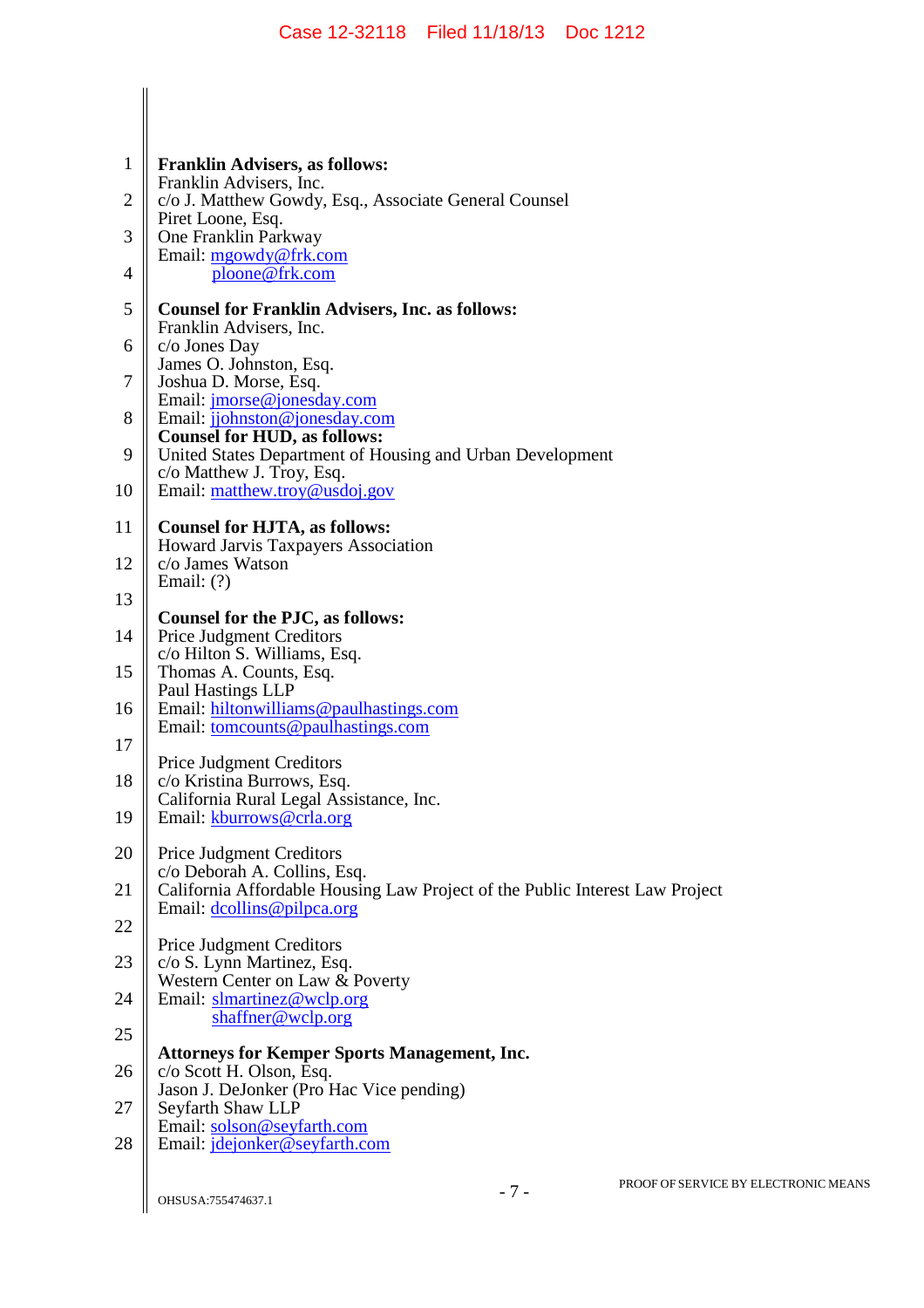**Franklin Advisers, as follows:**
Franklin Advisers, Inc.
c/o J. Matthew Gowdy, Esq., Associate General Counsel
Piret Loone, Esq.
One Franklin Parkway
Email: mgowdy@frk.com
ploone@frk.com

**Counsel for Franklin Advisers, Inc. as follows:**
Franklin Advisers, Inc.
c/o Jones Day
James O. Johnston, Esq.
Joshua D. Morse, Esq.
Email: jmorse@jonesday.com
Email: jjohnston@jonesday.com

**Counsel for HUD, as follows:**
United States Department of Housing and Urban Development
c/o Matthew J. Troy, Esq.
Email: matthew.troy@usdoj.gov

**Counsel for HJTA, as follows:**
Howard Jarvis Taxpayers Association
c/o James Watson
Email: (?)

**Counsel for the PJC, as follows:**
Price Judgment Creditors
c/o Hilton S. Williams, Esq.
Thomas A. Counts, Esq.
Paul Hastings LLP
Email: hiltonwilliams@paulhastings.com
Email: tomcounts@paulhastings.com

Price Judgment Creditors
c/o Kristina Burrows, Esq.
California Rural Legal Assistance, Inc.
Email: kburrows@crla.org

Price Judgment Creditors
c/o Deborah A. Collins, Esq.
California Affordable Housing Law Project of the Public Interest Law Project
Email: dcollins@pilpca.org

Price Judgment Creditors
c/o S. Lynn Martinez, Esq.
Western Center on Law & Poverty
Email: slmartinez@wclp.org
shaffner@wclp.org

**Attorneys for Kemper Sports Management, Inc.**
c/o Scott H. Olson, Esq.
Jason J. DeJonker (Pro Hac Vice pending)
Seyfarth Shaw LLP
Email: solson@seyfarth.com
Email: jdejonker@seyfarth.com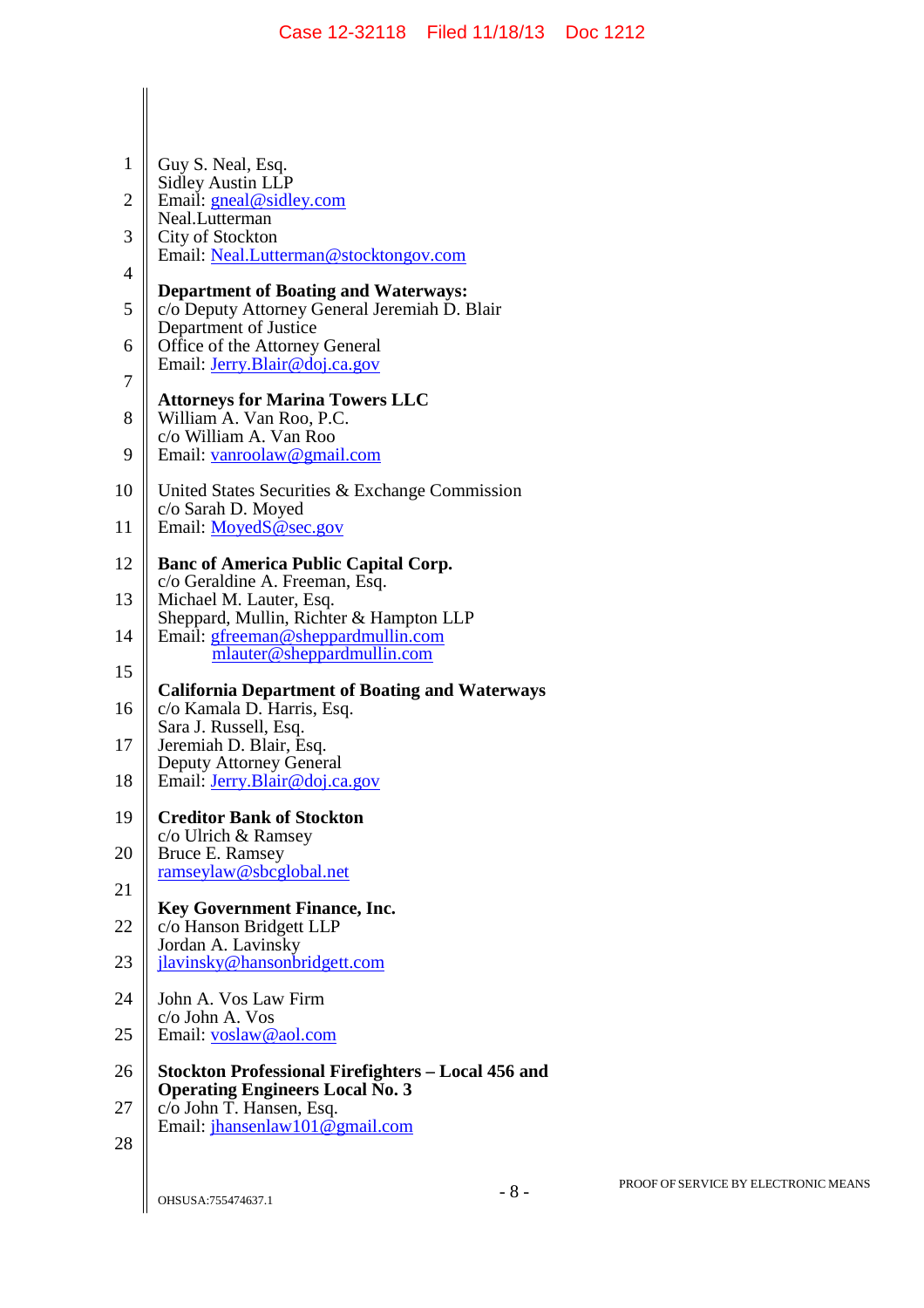Guy S. Neal, Esq.
Sidley Austin LLP
Email: gneal@sidley.com
Neal.Lutterman
City of Stockton
Email: Neal.Lutterman@stocktongov.com

**Department of Boating and Waterways:**
c/o Deputy Attorney General Jeremiah D. Blair
Department of Justice
Office of the Attorney General
Email: Jerry.Blair@doj.ca.gov

**Attorneys for Marina Towers LLC**
William A. Van Roo, P.C.
c/o William A. Van Roo
Email: vanroolaw@gmail.com

United States Securities & Exchange Commission
c/o Sarah D. Moyed
Email: MoyedS@sec.gov

**Banc of America Public Capital Corp.**
c/o Geraldine A. Freeman, Esq.
Michael M. Lauter, Esq.
Sheppard, Mullin, Richter & Hampton LLP
Email: gfreeman@sheppardmullin.com
mlauter@sheppardmullin.com

**California Department of Boating and Waterways**
c/o Kamala D. Harris, Esq.
Sara J. Russell, Esq.
Jeremiah D. Blair, Esq.
Deputy Attorney General
Email: Jerry.Blair@doj.ca.gov

**Creditor Bank of Stockton**
c/o Ulrich & Ramsey
Bruce E. Ramsey
ramseylaw@sbcglobal.net

**Key Government Finance, Inc.**
c/o Hanson Bridgett LLP
Jordan A. Lavinsky
jlavinsky@hansonbridgett.com

John A. Vos Law Firm
c/o John A. Vos
Email: voslaw@aol.com

**Stockton Professional Firefighters – Local 456 and Operating Engineers Local No. 3**
c/o John T. Hansen, Esq.
Email: jhansenlaw101@gmail.com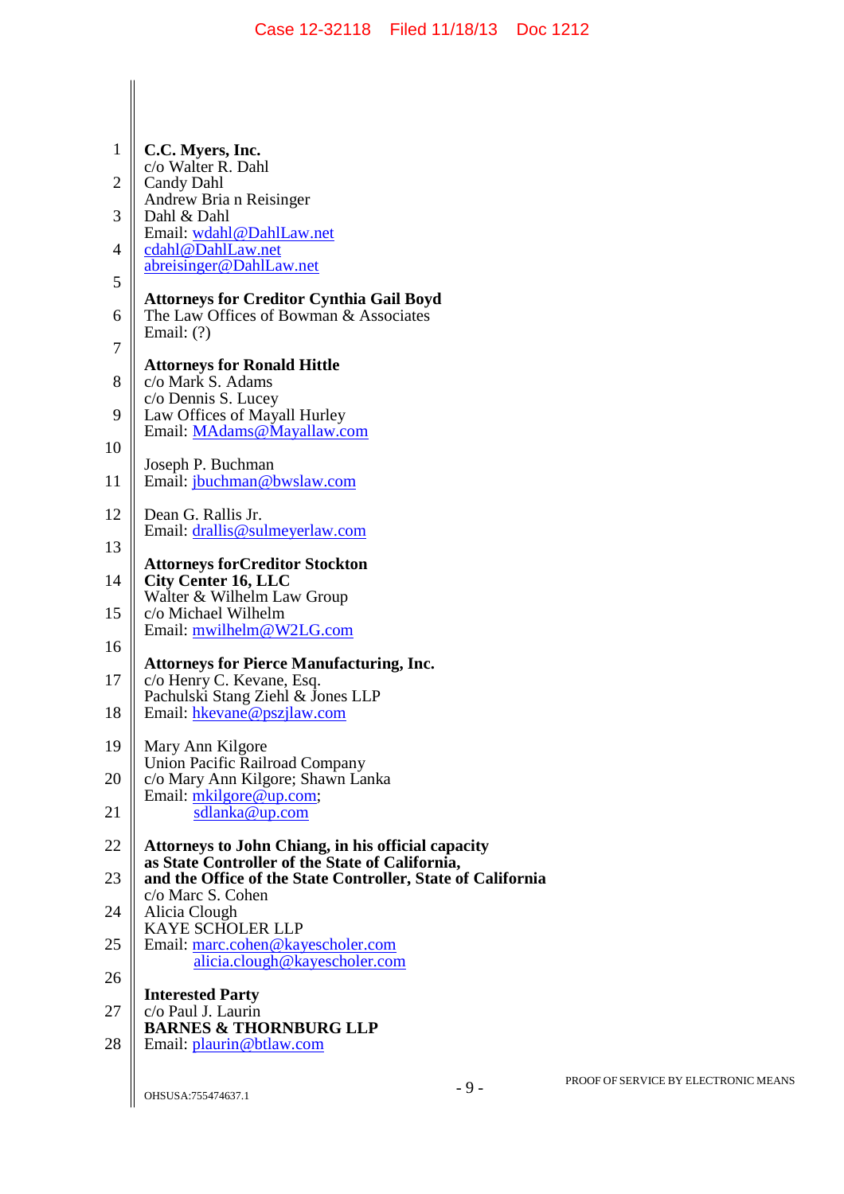**C.C. Myers, Inc.**
c/o Walter R. Dahl
Candy Dahl
Andrew Bria n Reisinger
Dahl & Dahl
Email: wdahl@DahlLaw.net
cdahl@DahlLaw.net
abreisinger@DahlLaw.net

**Attorneys for Creditor Cynthia Gail Boyd**
The Law Offices of Bowman & Associates
Email: (?)

**Attorneys for Ronald Hittle**
c/o Mark S. Adams
c/o Dennis S. Lucey
Law Offices of Mayall Hurley
Email: MAdams@Mayallaw.com

Joseph P. Buchman
Email: jbuchman@bwslaw.com

Dean G. Rallis Jr.
Email: drallis@sulmeyerlaw.com

**Attorneys forCreditor Stockton City Center 16, LLC**
Walter & Wilhelm Law Group
c/o Michael Wilhelm
Email: mwilhelm@W2LG.com

**Attorneys for Pierce Manufacturing, Inc.**
c/o Henry C. Kevane, Esq.
Pachulski Stang Ziehl & Jones LLP
Email: hkevane@pszjlaw.com

Mary Ann Kilgore
Union Pacific Railroad Company
c/o Mary Ann Kilgore; Shawn Lanka
Email: mkilgore@up.com;
sdlanka@up.com

**Attorneys to John Chiang, in his official capacity as State Controller of the State of California, and the Office of the State Controller, State of California**
c/o Marc S. Cohen
Alicia Clough
KAYE SCHOLER LLP
Email: marc.cohen@kayescholer.com
alicia.clough@kayescholer.com

**Interested Party**
c/o Paul J. Laurin
**BARNES & THORNBURG LLP**
Email: plaurin@btlaw.com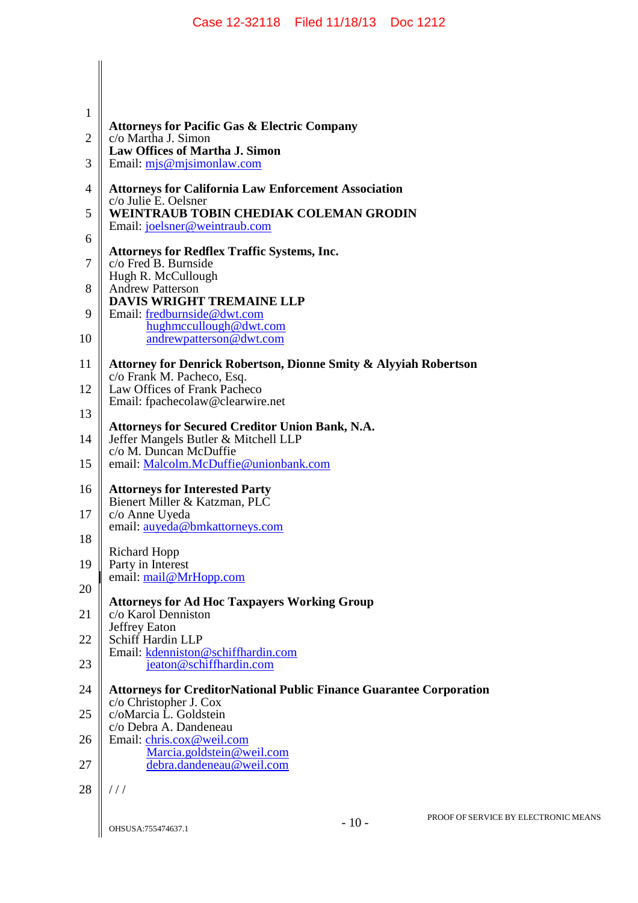**Attorneys for Pacific Gas & Electric Company**
c/o Martha J. Simon
**Law Offices of Martha J. Simon**
Email: mjs@mjsimonlaw.com

**Attorneys for California Law Enforcement Association**
c/o Julie E. Oelsner
**WEINTRAUB TOBIN CHEDIAK COLEMAN GRODIN**
Email: joelsner@weintraub.com

**Attorneys for Redflex Traffic Systems, Inc.**
c/o Fred B. Burnside
Hugh R. McCullough
Andrew Patterson
**DAVIS WRIGHT TREMAINE LLP**
Email: fredburnside@dwt.com
hughmccullough@dwt.com
andrewpatterson@dwt.com

**Attorney for Denrick Robertson, Dionne Smity & Alyyiah Robertson**
c/o Frank M. Pacheco, Esq.
Law Offices of Frank Pacheco
Email: fpachecolaw@clearwire.net

**Attorneys for Secured Creditor Union Bank, N.A.**
Jeffer Mangels Butler & Mitchell LLP
c/o M. Duncan McDuffie
email: Malcolm.McDuffie@unionbank.com

**Attorneys for Interested Party**
Bienert Miller & Katzman, PLC
c/o Anne Uyeda
email: auyeda@bmkattorneys.com

Richard Hopp
Party in Interest
email: mail@MrHopp.com

**Attorneys for Ad Hoc Taxpayers Working Group**
c/o Karol Denniston
Jeffrey Eaton
Schiff Hardin LLP
Email: kdenniston@schiffhardin.com
jeaton@schiffhardin.com

**Attorneys for CreditorNational Public Finance Guarantee Corporation**
c/o Christopher J. Cox
c/oMarcia L. Goldstein
c/o Debra A. Dandeneau
Email: chris.cox@weil.com
Marcia.goldstein@weil.com
debra.dandeneau@weil.com

/ / /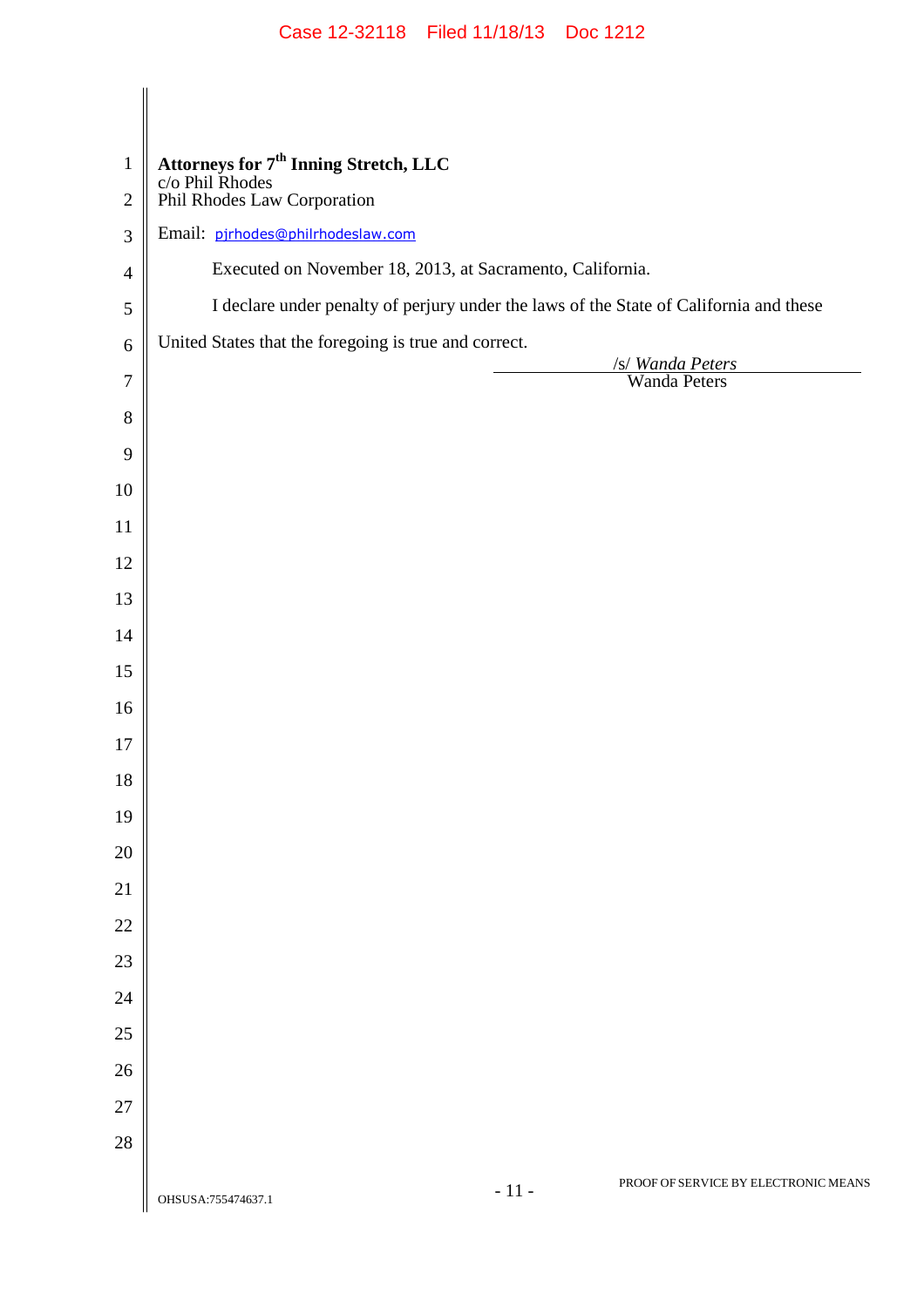**Attorneys for 7th Inning Stretch, LLC**
c/o Phil Rhodes
Phil Rhodes Law Corporation
Email: pjrhodes@philrhodeslaw.com

Executed on November 18, 2013, at Sacramento, California.

I declare under penalty of perjury under the laws of the State of California and these United States that the foregoing is true and correct.

/s/ *Wanda Peters*
Wanda Peters